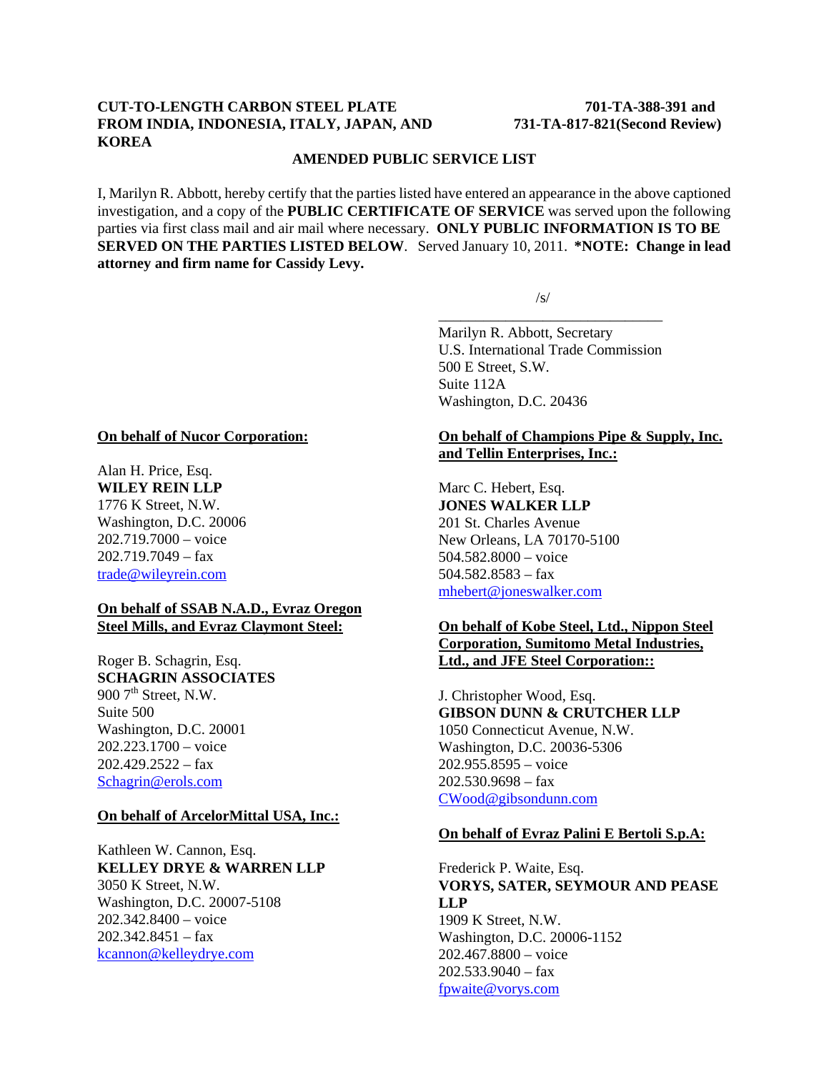**CUT-TO-LENGTH CARBON STEEL PLATE FROM INDIA, INDONESIA, ITALY, JAPAN, AND KOREA**

**701-TA-388-391 and 731-TA-817-821(Second Review)**

**AMENDED PUBLIC SERVICE LIST**

I, Marilyn R. Abbott, hereby certify that the parties listed have entered an appearance in the above captioned investigation, and a copy of the **PUBLIC CERTIFICATE OF SERVICE** was served upon the following parties via first class mail and air mail where necessary. **ONLY PUBLIC INFORMATION IS TO BE SERVED ON THE PARTIES LISTED BELOW**. Served January 10, 2011. **\*NOTE: Change in lead attorney and firm name for Cassidy Levy.**

/s/

Marilyn R. Abbott, Secretary
U.S. International Trade Commission
500 E Street, S.W.
Suite 112A
Washington, D.C. 20436

**On behalf of Nucor Corporation:**

Alan H. Price, Esq.
**WILEY REIN LLP**
1776 K Street, N.W.
Washington, D.C. 20006
202.719.7000 – voice
202.719.7049 – fax
trade@wileyrein.com

**On behalf of SSAB N.A.D., Evraz Oregon Steel Mills, and Evraz Claymont Steel:**

Roger B. Schagrin, Esq.
**SCHAGRIN ASSOCIATES**
900 7th Street, N.W.
Suite 500
Washington, D.C. 20001
202.223.1700 – voice
202.429.2522 – fax
Schagrin@erols.com

**On behalf of ArcelorMittal USA, Inc.:**

Kathleen W. Cannon, Esq.
**KELLEY DRYE & WARREN LLP**
3050 K Street, N.W.
Washington, D.C. 20007-5108
202.342.8400 – voice
202.342.8451 – fax
kcannon@kelleydrye.com

**On behalf of Champions Pipe & Supply, Inc. and Tellin Enterprises, Inc.:**

Marc C. Hebert, Esq.
**JONES WALKER LLP**
201 St. Charles Avenue
New Orleans, LA 70170-5100
504.582.8000 – voice
504.582.8583 – fax
mhebert@joneswalker.com

**On behalf of Kobe Steel, Ltd., Nippon Steel Corporation, Sumitomo Metal Industries, Ltd., and JFE Steel Corporation::**

J. Christopher Wood, Esq.
**GIBSON DUNN & CRUTCHER LLP**
1050 Connecticut Avenue, N.W.
Washington, D.C. 20036-5306
202.955.8595 – voice
202.530.9698 – fax
CWood@gibsondunn.com

**On behalf of Evraz Palini E Bertoli S.p.A:**

Frederick P. Waite, Esq.
**VORYS, SATER, SEYMOUR AND PEASE LLP**
1909 K Street, N.W.
Washington, D.C. 20006-1152
202.467.8800 – voice
202.533.9040 – fax
fpwaite@vorys.com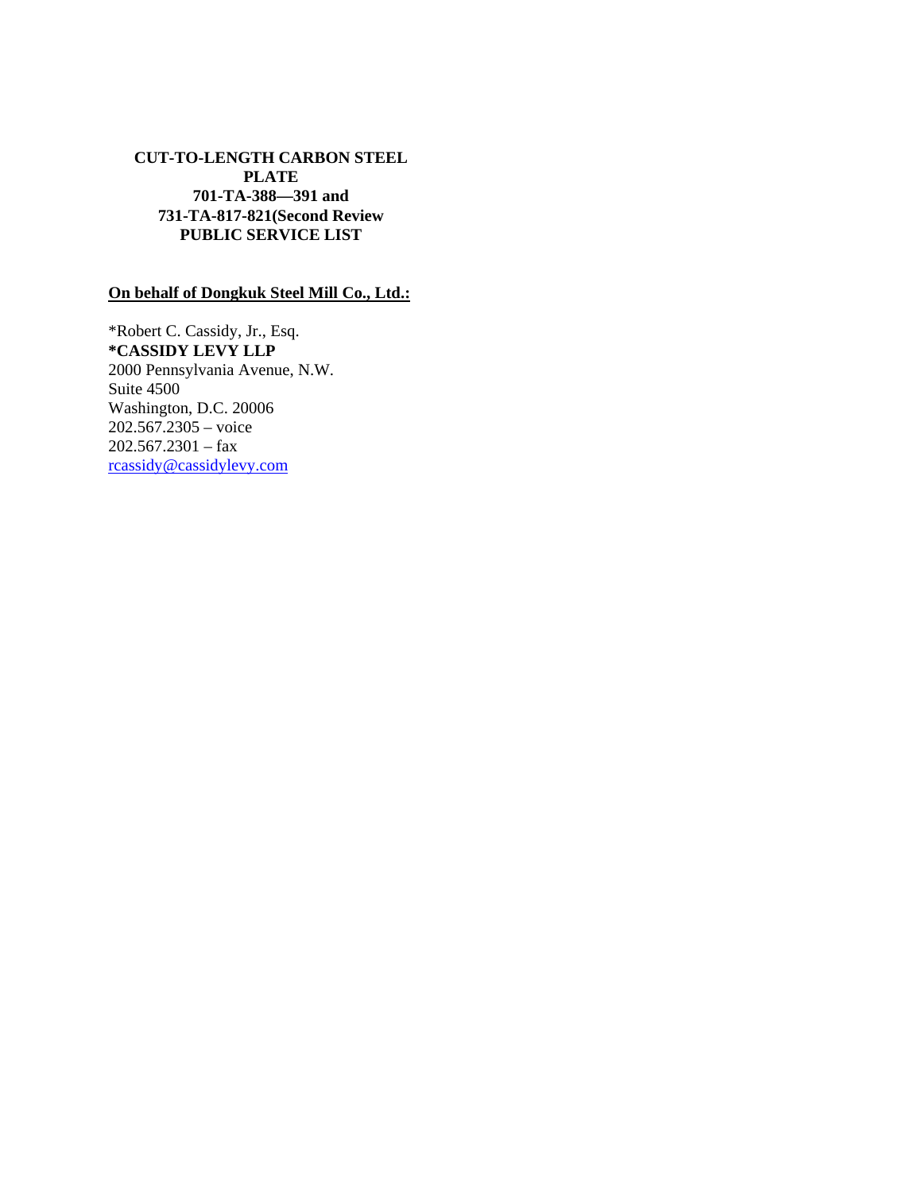**CUT-TO-LENGTH CARBON STEEL PLATE**
**701-TA-388—391 and**
**731-TA-817-821(Second Review**
**PUBLIC SERVICE LIST**

**On behalf of Dongkuk Steel Mill Co., Ltd.:**

*Robert C. Cassidy, Jr., Esq.
**\*CASSIDY LEVY LLP**
2000 Pennsylvania Avenue, N.W.
Suite 4500
Washington, D.C. 20006
202.567.2305 – voice
202.567.2301 – fax
rcassidy@cassidylevy.com